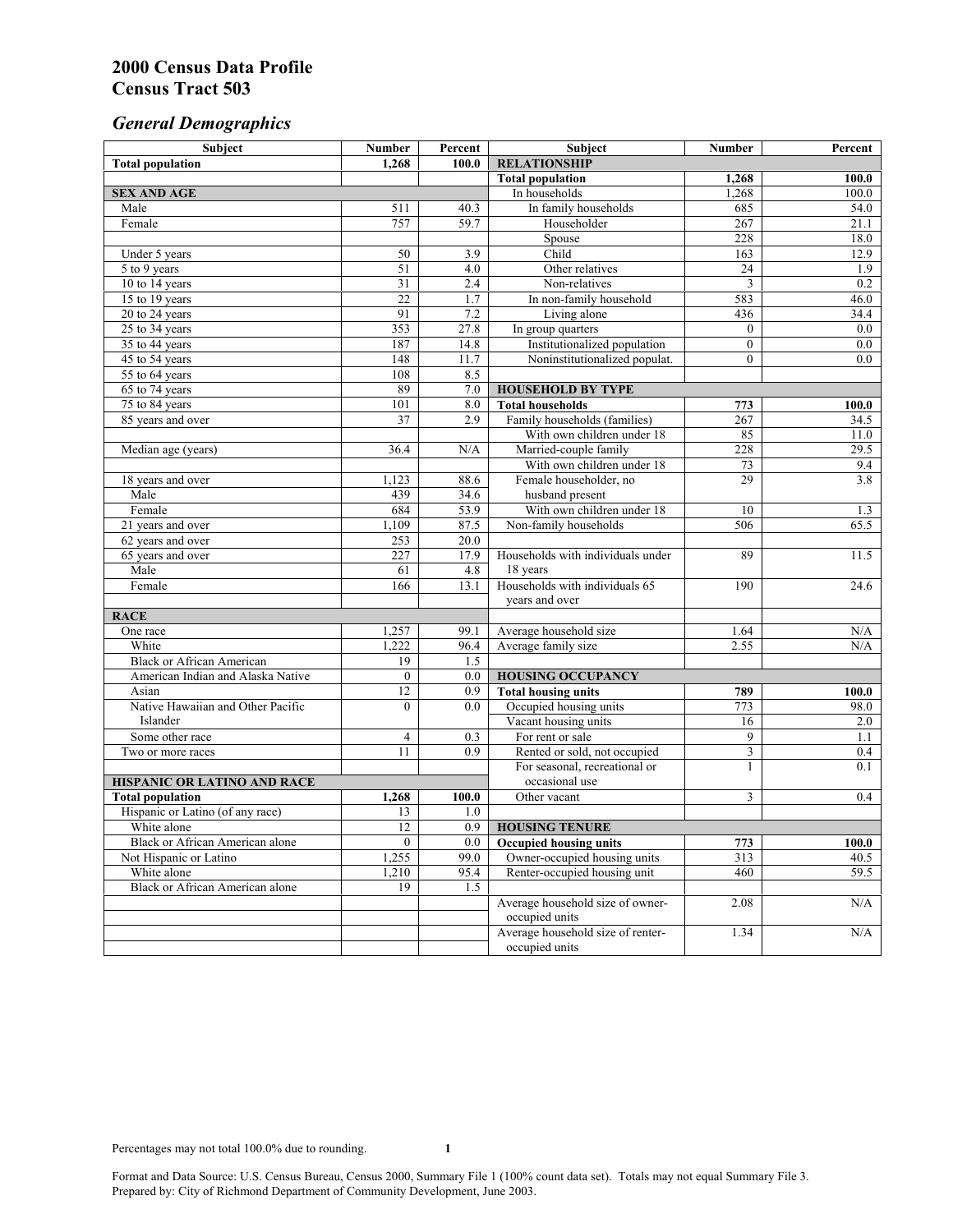# 2000 Census Data Profile
# Census Tract 503

## *General Demographics*

| Subject | Number | Percent | Subject | Number | Percent |
|---|---|---|---|---|---|
| **Total population** | **1,268** | **100.0** | **RELATIONSHIP** | | |
| | | | **Total population** | **1,268** | **100.0** |
| **SEX AND AGE** | | | In households | 1,268 | 100.0 |
| Male | 511 | 40.3 | In family households | 685 | 54.0 |
| Female | 757 | 59.7 | Householder | 267 | 21.1 |
| | | | Spouse | 228 | 18.0 |
| Under 5 years | 50 | 3.9 | Child | 163 | 12.9 |
| 5 to 9 years | 51 | 4.0 | Other relatives | 24 | 1.9 |
| 10 to 14 years | 31 | 2.4 | Non-relatives | 3 | 0.2 |
| 15 to 19 years | 22 | 1.7 | In non-family household | 583 | 46.0 |
| 20 to 24 years | 91 | 7.2 | Living alone | 436 | 34.4 |
| 25 to 34 years | 353 | 27.8 | In group quarters | 0 | 0.0 |
| 35 to 44 years | 187 | 14.8 | Institutionalized population | 0 | 0.0 |
| 45 to 54 years | 148 | 11.7 | Noninstitutionalized populat. | 0 | 0.0 |
| 55 to 64 years | 108 | 8.5 | | | |
| 65 to 74 years | 89 | 7.0 | **HOUSEHOLD BY TYPE** | | |
| 75 to 84 years | 101 | 8.0 | **Total households** | **773** | **100.0** |
| 85 years and over | 37 | 2.9 | Family households (families) | 267 | 34.5 |
| | | | With own children under 18 | 85 | 11.0 |
| Median age (years) | 36.4 | N/A | Married-couple family | 228 | 29.5 |
| | | | With own children under 18 | 73 | 9.4 |
| 18 years and over | 1,123 | 88.6 | Female householder, no husband present | 29 | 3.8 |
| Male | 439 | 34.6 | | | |
| Female | 684 | 53.9 | With own children under 18 | 10 | 1.3 |
| 21 years and over | 1,109 | 87.5 | Non-family households | 506 | 65.5 |
| 62 years and over | 253 | 20.0 | | | |
| 65 years and over | 227 | 17.9 | Households with individuals under 18 years | 89 | 11.5 |
| Male | 61 | 4.8 | | | |
| Female | 166 | 13.1 | Households with individuals 65 years and over | 190 | 24.6 |
| **RACE** | | | | | |
| One race | 1,257 | 99.1 | Average household size | 1.64 | N/A |
| White | 1,222 | 96.4 | Average family size | 2.55 | N/A |
| Black or African American | 19 | 1.5 | | | |
| American Indian and Alaska Native | 0 | 0.0 | **HOUSING OCCUPANCY** | | |
| Asian | 12 | 0.9 | **Total housing units** | **789** | **100.0** |
| Native Hawaiian and Other Pacific Islander | 0 | 0.0 | Occupied housing units | 773 | 98.0 |
| | | | Vacant housing units | 16 | 2.0 |
| Some other race | 4 | 0.3 | For rent or sale | 9 | 1.1 |
| Two or more races | 11 | 0.9 | Rented or sold, not occupied | 3 | 0.4 |
| | | | For seasonal, recreational or occasional use | 1 | 0.1 |
| **HISPANIC OR LATINO AND RACE** | | | | | |
| **Total population** | **1,268** | **100.0** | Other vacant | 3 | 0.4 |
| Hispanic or Latino (of any race) | 13 | 1.0 | | | |
| White alone | 12 | 0.9 | **HOUSING TENURE** | | |
| Black or African American alone | 0 | 0.0 | **Occupied housing units** | **773** | **100.0** |
| Not Hispanic or Latino | 1,255 | 99.0 | Owner-occupied housing units | 313 | 40.5 |
| White alone | 1,210 | 95.4 | Renter-occupied housing unit | 460 | 59.5 |
| Black or African American alone | 19 | 1.5 | | | |
| | | | Average household size of owner-occupied units | 2.08 | N/A |
| | | | Average household size of renter-occupied units | 1.34 | N/A |

Percentages may not total 100.0% due to rounding.

Format and Data Source: U.S. Census Bureau, Census 2000, Summary File 1 (100% count data set). Totals may not equal Summary File 3.
Prepared by: City of Richmond Department of Community Development, June 2003.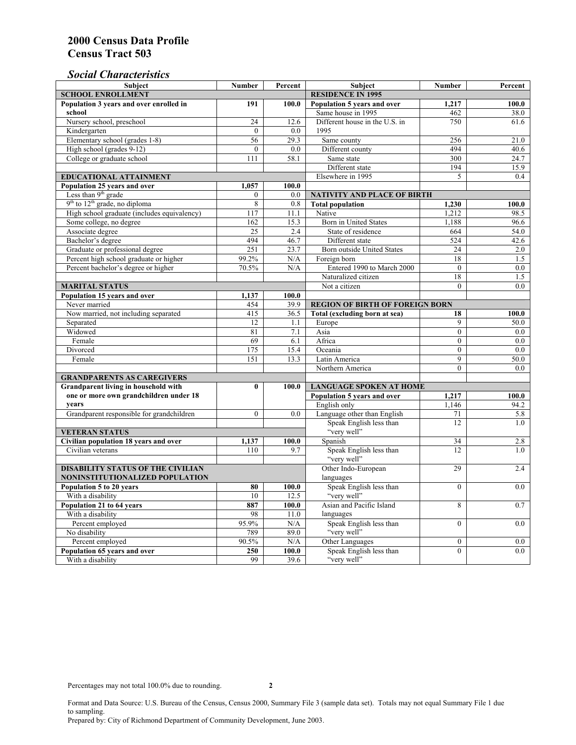# 2000 Census Data Profile
# Census Tract 503

## *Social Characteristics*

| Subject | Number | Percent |
|---|---|---|
| **SCHOOL ENROLLMENT** | | |
| **Population 3 years and over enrolled in school** | **191** | **100.0** |
| Nursery school, preschool | 24 | 12.6 |
| Kindergarten | 0 | 0.0 |
| Elementary school (grades 1-8) | 56 | 29.3 |
| High school (grades 9-12) | 0 | 0.0 |
| College or graduate school | 111 | 58.1 |
| **EDUCATIONAL ATTAINMENT** | | |
| **Population 25 years and over** | **1,057** | **100.0** |
| Less than 9th grade | 0 | 0.0 |
| 9th to 12th grade, no diploma | 8 | 0.8 |
| High school graduate (includes equivalency) | 117 | 11.1 |
| Some college, no degree | 162 | 15.3 |
| Associate degree | 25 | 2.4 |
| Bachelor's degree | 494 | 46.7 |
| Graduate or professional degree | 251 | 23.7 |
| Percent high school graduate or higher | 99.2% | N/A |
| Percent bachelor's degree or higher | 70.5% | N/A |
| **MARITAL STATUS** | | |
| **Population 15 years and over** | **1,137** | **100.0** |
| Never married | 454 | 39.9 |
| Now married, not including separated | 415 | 36.5 |
| Separated | 12 | 1.1 |
| Widowed | 81 | 7.1 |
| Female | 69 | 6.1 |
| Divorced | 175 | 15.4 |
| Female | 151 | 13.3 |
| **GRANDPARENTS AS CAREGIVERS** | | |
| **Grandparent living in household with one or more own grandchildren under 18 years** | **0** | **100.0** |
| Grandparent responsible for grandchildren | 0 | 0.0 |
| **VETERAN STATUS** | | |
| **Civilian population 18 years and over** | **1,137** | **100.0** |
| Civilian veterans | 110 | 9.7 |
| **DISABILITY STATUS OF THE CIVILIAN NONINSTITUTIONALIZED POPULATION** | | |
| **Population 5 to 20 years** | **80** | **100.0** |
| With a disability | 10 | 12.5 |
| **Population 21 to 64 years** | **887** | **100.0** |
| With a disability | 98 | 11.0 |
| Percent employed | 95.9% | N/A |
| No disability | 789 | 89.0 |
| Percent employed | 90.5% | N/A |
| **Population 65 years and over** | **250** | **100.0** |
| With a disability | 99 | 39.6 |

| Subject | Number | Percent |
|---|---|---|
| **RESIDENCE IN 1995** | | |
| **Population 5 years and over** | **1,217** | **100.0** |
| Same house in 1995 | 462 | 38.0 |
| Different house in the U.S. in 1995 | 750 | 61.6 |
| Same county | 256 | 21.0 |
| Different county | 494 | 40.6 |
| Same state | 300 | 24.7 |
| Different state | 194 | 15.9 |
| Elsewhere in 1995 | 5 | 0.4 |
| **NATIVITY AND PLACE OF BIRTH** | | |
| **Total population** | **1,230** | **100.0** |
| Native | 1,212 | 98.5 |
| Born in United States | 1,188 | 96.6 |
| State of residence | 664 | 54.0 |
| Different state | 524 | 42.6 |
| Born outside United States | 24 | 2.0 |
| Foreign born | 18 | 1.5 |
| Entered 1990 to March 2000 | 0 | 0.0 |
| Naturalized citizen | 18 | 1.5 |
| Not a citizen | 0 | 0.0 |
| **REGION OF BIRTH OF FOREIGN BORN** | | |
| **Total (excluding born at sea)** | **18** | **100.0** |
| Europe | 9 | 50.0 |
| Asia | 0 | 0.0 |
| Africa | 0 | 0.0 |
| Oceania | 0 | 0.0 |
| Latin America | 9 | 50.0 |
| Northern America | 0 | 0.0 |
| **LANGUAGE SPOKEN AT HOME** | | |
| **Population 5 years and over** | **1,217** | **100.0** |
| English only | 1,146 | 94.2 |
| Language other than English | 71 | 5.8 |
| Speak English less than "very well" | 12 | 1.0 |
| Spanish | 34 | 2.8 |
| Speak English less than "very well" | 12 | 1.0 |
| Other Indo-European languages | 29 | 2.4 |
| Speak English less than "very well" | 0 | 0.0 |
| Asian and Pacific Island languages | 8 | 0.7 |
| Speak English less than "very well" | 0 | 0.0 |
| Other Languages | 0 | 0.0 |
| Speak English less than "very well" | 0 | 0.0 |

Percentages may not total 100.0% due to rounding.

Format and Data Source: U.S. Bureau of the Census, Census 2000, Summary File 3 (sample data set). Totals may not equal Summary File 1 due to sampling.
Prepared by: City of Richmond Department of Community Development, June 2003.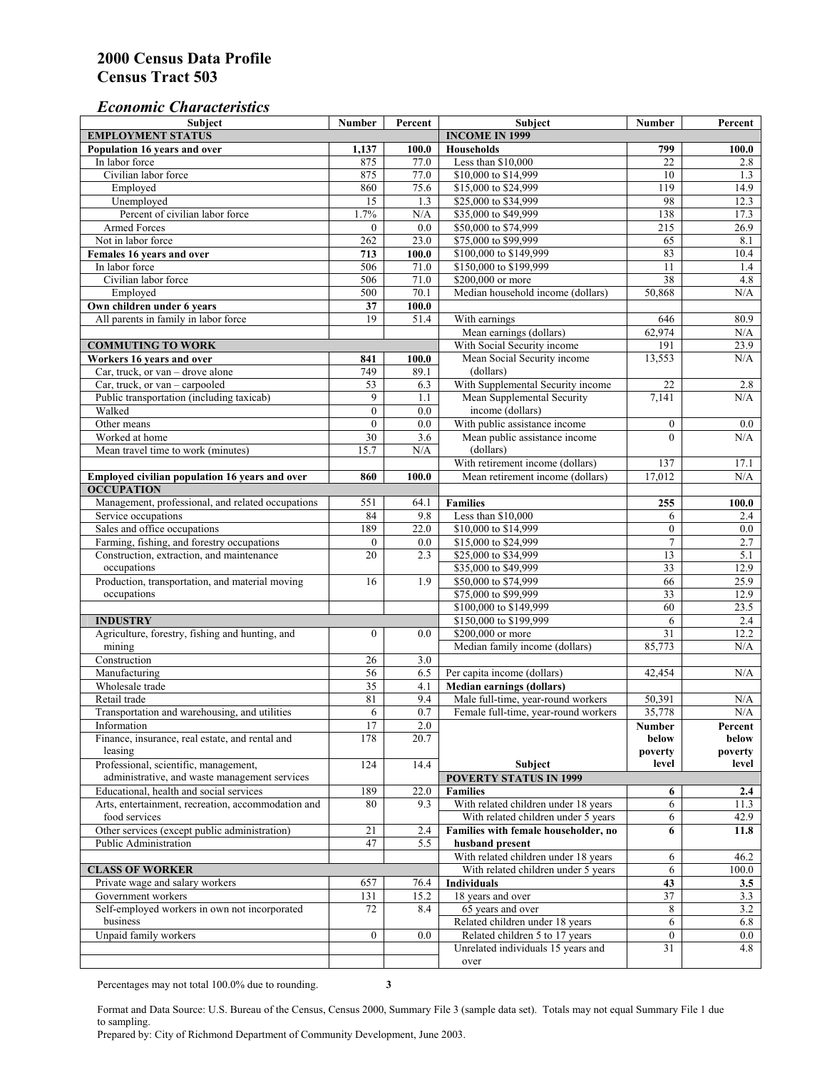# 2000 Census Data Profile
# Census Tract 503

## *Economic Characteristics*

| Subject | Number | Percent |
|---|---|---|
| **EMPLOYMENT STATUS** | | |
| **Population 16 years and over** | **1,137** | **100.0** |
| In labor force | 875 | 77.0 |
| Civilian labor force | 875 | 77.0 |
| Employed | 860 | 75.6 |
| Unemployed | 15 | 1.3 |
| Percent of civilian labor force | 1.7% | N/A |
| Armed Forces | 0 | 0.0 |
| Not in labor force | 262 | 23.0 |
| **Females 16 years and over** | **713** | **100.0** |
| In labor force | 506 | 71.0 |
| Civilian labor force | 506 | 71.0 |
| Employed | 500 | 70.1 |
| **Own children under 6 years** | **37** | **100.0** |
| All parents in family in labor force | 19 | 51.4 |
| **COMMUTING TO WORK** | | |
| **Workers 16 years and over** | **841** | **100.0** |
| Car, truck, or van – drove alone | 749 | 89.1 |
| Car, truck, or van – carpooled | 53 | 6.3 |
| Public transportation (including taxicab) | 9 | 1.1 |
| Walked | 0 | 0.0 |
| Other means | 0 | 0.0 |
| Worked at home | 30 | 3.6 |
| Mean travel time to work (minutes) | 15.7 | N/A |
| **Employed civilian population 16 years and over** | **860** | **100.0** |
| **OCCUPATION** | | |
| Management, professional, and related occupations | 551 | 64.1 |
| Service occupations | 84 | 9.8 |
| Sales and office occupations | 189 | 22.0 |
| Farming, fishing, and forestry occupations | 0 | 0.0 |
| Construction, extraction, and maintenance occupations | 20 | 2.3 |
| Production, transportation, and material moving occupations | 16 | 1.9 |
| **INDUSTRY** | | |
| Agriculture, forestry, fishing and hunting, and mining | 0 | 0.0 |
| Construction | 26 | 3.0 |
| Manufacturing | 56 | 6.5 |
| Wholesale trade | 35 | 4.1 |
| Retail trade | 81 | 9.4 |
| Transportation and warehousing, and utilities | 6 | 0.7 |
| Information | 17 | 2.0 |
| Finance, insurance, real estate, and rental and leasing | 178 | 20.7 |
| Professional, scientific, management, administrative, and waste management services | 124 | 14.4 |
| Educational, health and social services | 189 | 22.0 |
| Arts, entertainment, recreation, accommodation and food services | 80 | 9.3 |
| Other services (except public administration) | 21 | 2.4 |
| Public Administration | 47 | 5.5 |
| **CLASS OF WORKER** | | |
| Private wage and salary workers | 657 | 76.4 |
| Government workers | 131 | 15.2 |
| Self-employed workers in own not incorporated business | 72 | 8.4 |
| Unpaid family workers | 0 | 0.0 |

| Subject | Number | Percent |
|---|---|---|
| **INCOME IN 1999** | | |
| **Households** | **799** | **100.0** |
| Less than $10,000 | 22 | 2.8 |
| $10,000 to $14,999 | 10 | 1.3 |
| $15,000 to $24,999 | 119 | 14.9 |
| $25,000 to $34,999 | 98 | 12.3 |
| $35,000 to $49,999 | 138 | 17.3 |
| $50,000 to $74,999 | 215 | 26.9 |
| $75,000 to $99,999 | 65 | 8.1 |
| $100,000 to $149,999 | 83 | 10.4 |
| $150,000 to $199,999 | 11 | 1.4 |
| $200,000 or more | 38 | 4.8 |
| Median household income (dollars) | 50,868 | N/A |
| With earnings | 646 | 80.9 |
| Mean earnings (dollars) | 62,974 | N/A |
| With Social Security income | 191 | 23.9 |
| Mean Social Security income (dollars) | 13,553 | N/A |
| With Supplemental Security income | 22 | 2.8 |
| Mean Supplemental Security income (dollars) | 7,141 | N/A |
| With public assistance income | 0 | 0.0 |
| Mean public assistance income (dollars) | 0 | N/A |
| With retirement income (dollars) | 137 | 17.1 |
| Mean retirement income (dollars) | 17,012 | N/A |
| **Families** | **255** | **100.0** |
| Less than $10,000 | 6 | 2.4 |
| $10,000 to $14,999 | 0 | 0.0 |
| $15,000 to $24,999 | 7 | 2.7 |
| $25,000 to $34,999 | 13 | 5.1 |
| $35,000 to $49,999 | 33 | 12.9 |
| $50,000 to $74,999 | 66 | 25.9 |
| $75,000 to $99,999 | 33 | 12.9 |
| $100,000 to $149,999 | 60 | 23.5 |
| $150,000 to $199,999 | 6 | 2.4 |
| $200,000 or more | 31 | 12.2 |
| Median family income (dollars) | 85,773 | N/A |
| Per capita income (dollars) | 42,454 | N/A |
| **Median earnings (dollars)** | | |
| Male full-time, year-round workers | 50,391 | N/A |
| Female full-time, year-round workers | 35,778 | N/A |

| Subject | Number below poverty level | Percent below poverty level |
|---|---|---|
| **POVERTY STATUS IN 1999** | | |
| **Families** | **6** | **2.4** |
| With related children under 18 years | 6 | 11.3 |
| With related children under 5 years | 6 | 42.9 |
| **Families with female householder, no husband present** | **6** | **11.8** |
| With related children under 18 years | 6 | 46.2 |
| With related children under 5 years | 6 | 100.0 |
| **Individuals** | **43** | **3.5** |
| 18 years and over | 37 | 3.3 |
| 65 years and over | 8 | 3.2 |
| Related children under 18 years | 6 | 6.8 |
| Related children 5 to 17 years | 0 | 0.0 |
| Unrelated individuals 15 years and over | 31 | 4.8 |

Percentages may not total 100.0% due to rounding.

Format and Data Source: U.S. Bureau of the Census, Census 2000, Summary File 3 (sample data set). Totals may not equal Summary File 1 due to sampling.
Prepared by: City of Richmond Department of Community Development, June 2003.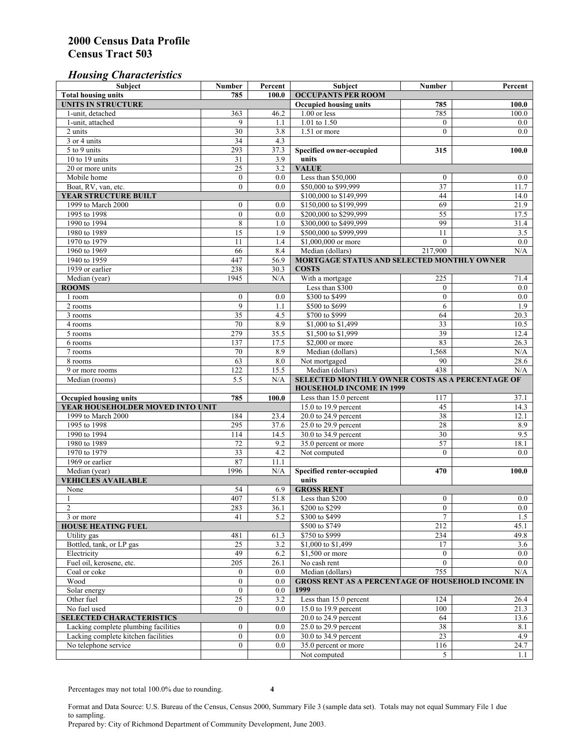# 2000 Census Data Profile
# Census Tract 503

## *Housing Characteristics*

| Subject | Number | Percent | Subject | Number | Percent |
|---|---|---|---|---|---|
| **Total housing units** | **785** | **100.0** | **OCCUPANTS PER ROOM** | | |
| **UNITS IN STRUCTURE** | | | **Occupied housing units** | **785** | **100.0** |
| 1-unit, detached | 363 | 46.2 | 1.00 or less | 785 | 100.0 |
| 1-unit, attached | 9 | 1.1 | 1.01 to 1.50 | 0 | 0.0 |
| 2 units | 30 | 3.8 | 1.51 or more | 0 | 0.0 |
| 3 or 4 units | 34 | 4.3 | | | |
| 5 to 9 units | 293 | 37.3 | **Specified owner-occupied units** | **315** | **100.0** |
| 10 to 19 units | 31 | 3.9 | | | |
| 20 or more units | 25 | 3.2 | **VALUE** | | |
| Mobile home | 0 | 0.0 | Less than $50,000 | 0 | 0.0 |
| Boat, RV, van, etc. | 0 | 0.0 | $50,000 to $99,999 | 37 | 11.7 |
| **YEAR STRUCTURE BUILT** | | | $100,000 to $149,999 | 44 | 14.0 |
| 1999 to March 2000 | 0 | 0.0 | $150,000 to $199,999 | 69 | 21.9 |
| 1995 to 1998 | 0 | 0.0 | $200,000 to $299,999 | 55 | 17.5 |
| 1990 to 1994 | 8 | 1.0 | $300,000 to $499,999 | 99 | 31.4 |
| 1980 to 1989 | 15 | 1.9 | $500,000 to $999,999 | 11 | 3.5 |
| 1970 to 1979 | 11 | 1.4 | $1,000,000 or more | 0 | 0.0 |
| 1960 to 1969 | 66 | 8.4 | Median (dollars) | 217,900 | N/A |
| 1940 to 1959 | 447 | 56.9 | **MORTGAGE STATUS AND SELECTED MONTHLY OWNER COSTS** | | |
| 1939 or earlier | 238 | 30.3 | | | |
| Median (year) | 1945 | N/A | With a mortgage | 225 | 71.4 |
| **ROOMS** | | | Less than $300 | 0 | 0.0 |
| 1 room | 0 | 0.0 | $300 to $499 | 0 | 0.0 |
| 2 rooms | 9 | 1.1 | $500 to $699 | 6 | 1.9 |
| 3 rooms | 35 | 4.5 | $700 to $999 | 64 | 20.3 |
| 4 rooms | 70 | 8.9 | $1,000 to $1,499 | 33 | 10.5 |
| 5 rooms | 279 | 35.5 | $1,500 to $1,999 | 39 | 12.4 |
| 6 rooms | 137 | 17.5 | $2,000 or more | 83 | 26.3 |
| 7 rooms | 70 | 8.9 | Median (dollars) | 1,568 | N/A |
| 8 rooms | 63 | 8.0 | Not mortgaged | 90 | 28.6 |
| 9 or more rooms | 122 | 15.5 | Median (dollars) | 438 | N/A |
| Median (rooms) | 5.5 | N/A | **SELECTED MONTHLY OWNER COSTS AS A PERCENTAGE OF HOUSEHOLD INCOME IN 1999** | | |
| | | | | | |
| **Occupied housing units** | **785** | **100.0** | Less than 15.0 percent | 117 | 37.1 |
| **YEAR HOUSEHOLDER MOVED INTO UNIT** | | | 15.0 to 19.9 percent | 45 | 14.3 |
| 1999 to March 2000 | 184 | 23.4 | 20.0 to 24.9 percent | 38 | 12.1 |
| 1995 to 1998 | 295 | 37.6 | 25.0 to 29.9 percent | 28 | 8.9 |
| 1990 to 1994 | 114 | 14.5 | 30.0 to 34.9 percent | 30 | 9.5 |
| 1980 to 1989 | 72 | 9.2 | 35.0 percent or more | 57 | 18.1 |
| 1970 to 1979 | 33 | 4.2 | Not computed | 0 | 0.0 |
| 1969 or earlier | 87 | 11.1 | | | |
| Median (year) | 1996 | N/A | **Specified renter-occupied units** | **470** | **100.0** |
| **VEHICLES AVAILABLE** | | | | | |
| None | 54 | 6.9 | **GROSS RENT** | | |
| 1 | 407 | 51.8 | Less than $200 | 0 | 0.0 |
| 2 | 283 | 36.1 | $200 to $299 | 0 | 0.0 |
| 3 or more | 41 | 5.2 | $300 to $499 | 7 | 1.5 |
| **HOUSE HEATING FUEL** | | | $500 to $749 | 212 | 45.1 |
| Utility gas | 481 | 61.3 | $750 to $999 | 234 | 49.8 |
| Bottled, tank, or LP gas | 25 | 3.2 | $1,000 to $1,499 | 17 | 3.6 |
| Electricity | 49 | 6.2 | $1,500 or more | 0 | 0.0 |
| Fuel oil, kerosene, etc. | 205 | 26.1 | No cash rent | 0 | 0.0 |
| Coal or coke | 0 | 0.0 | Median (dollars) | 755 | N/A |
| Wood | 0 | 0.0 | **GROSS RENT AS A PERCENTAGE OF HOUSEHOLD INCOME IN 1999** | | |
| Solar energy | 0 | 0.0 | | | |
| Other fuel | 25 | 3.2 | Less than 15.0 percent | 124 | 26.4 |
| No fuel used | 0 | 0.0 | 15.0 to 19.9 percent | 100 | 21.3 |
| **SELECTED CHARACTERISTICS** | | | 20.0 to 24.9 percent | 64 | 13.6 |
| Lacking complete plumbing facilities | 0 | 0.0 | 25.0 to 29.9 percent | 38 | 8.1 |
| Lacking complete kitchen facilities | 0 | 0.0 | 30.0 to 34.9 percent | 23 | 4.9 |
| No telephone service | 0 | 0.0 | 35.0 percent or more | 116 | 24.7 |
| | | | Not computed | 5 | 1.1 |

Percentages may not total 100.0% due to rounding.

Format and Data Source: U.S. Bureau of the Census, Census 2000, Summary File 3 (sample data set). Totals may not equal Summary File 1 due to sampling.
Prepared by: City of Richmond Department of Community Development, June 2003.